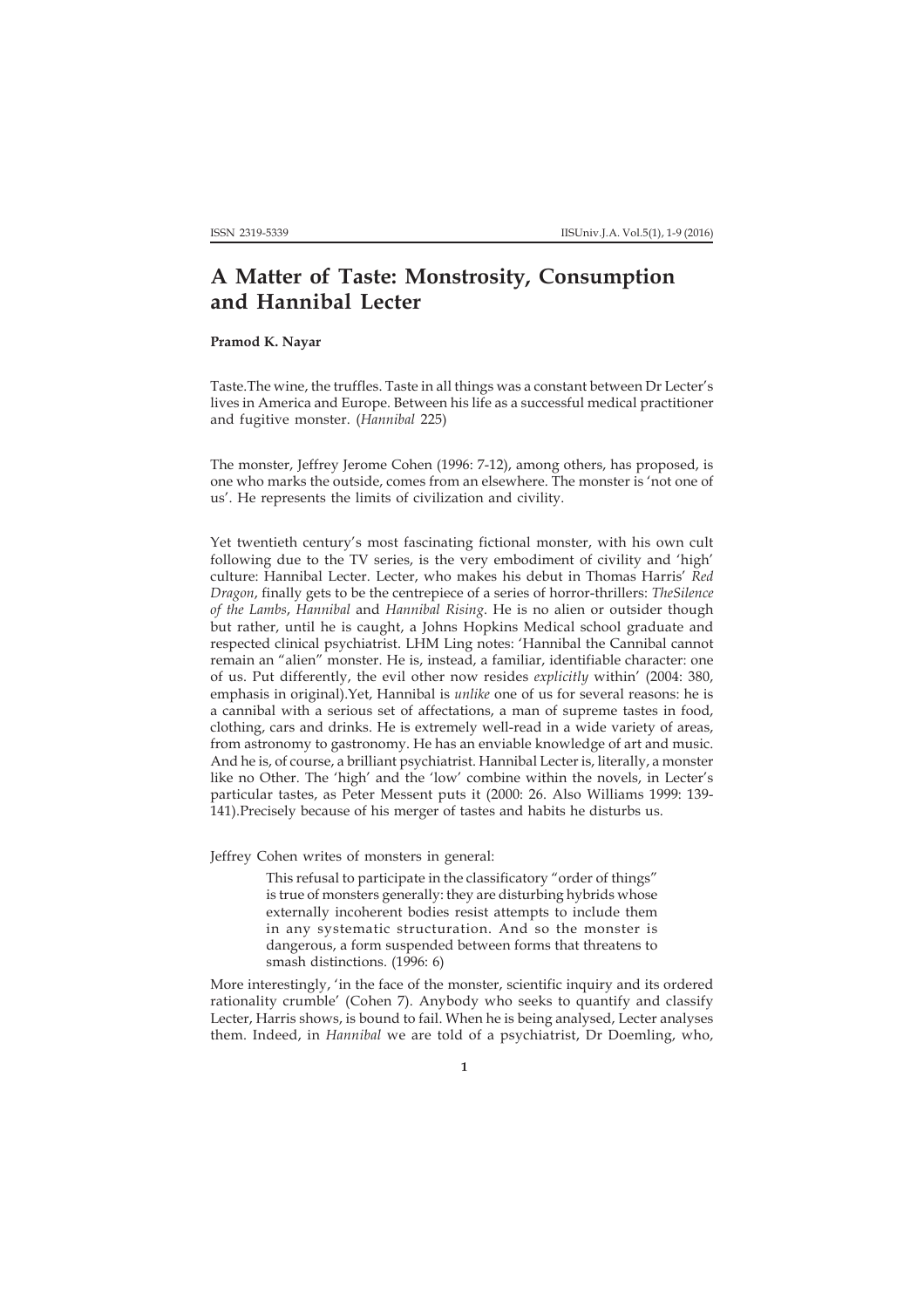# A Matter of Taste: Monstrosity, Consumption and Hannibal Lecter

**Pramod K. Nayar**

Taste.The wine, the truffles. Taste in all things was a constant between Dr Lecter's lives in America and Europe. Between his life as a successful medical practitioner and fugitive monster. (*Hannibal* 225)

The monster, Jeffrey Jerome Cohen (1996: 7-12), among others, has proposed, is one who marks the outside, comes from an elsewhere. The monster is 'not one of us'. He represents the limits of civilization and civility.

Yet twentieth century's most fascinating fictional monster, with his own cult following due to the TV series, is the very embodiment of civility and 'high' culture: Hannibal Lecter. Lecter, who makes his debut in Thomas Harris' *Red Dragon*, finally gets to be the centrepiece of a series of horror-thrillers: *TheSilence of the Lambs*, *Hannibal* and *Hannibal Rising*. He is no alien or outsider though but rather, until he is caught, a Johns Hopkins Medical school graduate and respected clinical psychiatrist. LHM Ling notes: 'Hannibal the Cannibal cannot remain an "alien" monster. He is, instead, a familiar, identifiable character: one of us. Put differently, the evil other now resides *explicitly* within' (2004: 380, emphasis in original).Yet, Hannibal is *unlike* one of us for several reasons: he is a cannibal with a serious set of affectations, a man of supreme tastes in food, clothing, cars and drinks. He is extremely well-read in a wide variety of areas, from astronomy to gastronomy. He has an enviable knowledge of art and music. And he is, of course, a brilliant psychiatrist. Hannibal Lecter is, literally, a monster like no Other. The 'high' and the 'low' combine within the novels, in Lecter's particular tastes, as Peter Messent puts it (2000: 26. Also Williams 1999: 139-141).Precisely because of his merger of tastes and habits he disturbs us.

Jeffrey Cohen writes of monsters in general:

> This refusal to participate in the classificatory "order of things" is true of monsters generally: they are disturbing hybrids whose externally incoherent bodies resist attempts to include them in any systematic structuration. And so the monster is dangerous, a form suspended between forms that threatens to smash distinctions. (1996: 6)

More interestingly, 'in the face of the monster, scientific inquiry and its ordered rationality crumble' (Cohen 7). Anybody who seeks to quantify and classify Lecter, Harris shows, is bound to fail. When he is being analysed, Lecter analyses them. Indeed, in *Hannibal* we are told of a psychiatrist, Dr Doemling, who,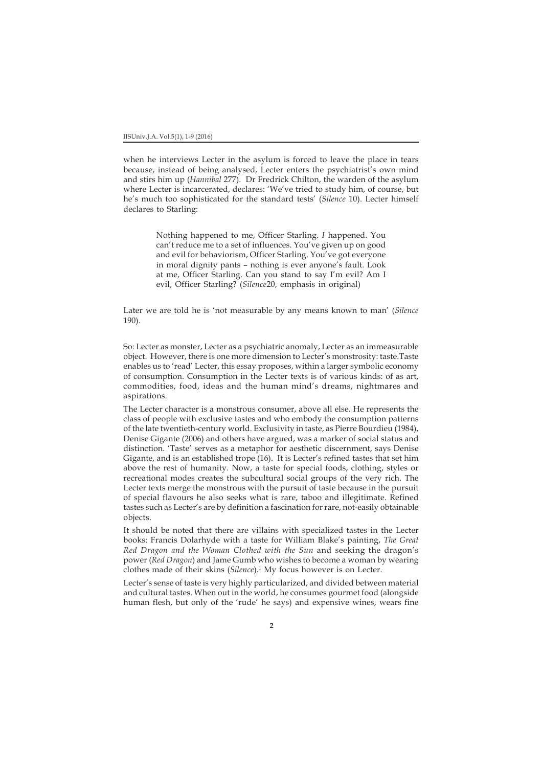when he interviews Lecter in the asylum is forced to leave the place in tears because, instead of being analysed, Lecter enters the psychiatrist's own mind and stirs him up (*Hannibal* 277). Dr Fredrick Chilton, the warden of the asylum where Lecter is incarcerated, declares: 'We've tried to study him, of course, but he's much too sophisticated for the standard tests' (*Silence* 10). Lecter himself declares to Starling:

> Nothing happened to me, Officer Starling. *I* happened. You can't reduce me to a set of influences. You've given up on good and evil for behaviorism, Officer Starling. You've got everyone in moral dignity pants – nothing is ever anyone's fault. Look at me, Officer Starling. Can you stand to say I'm evil? Am I evil, Officer Starling? (*Silence*20, emphasis in original)

Later we are told he is 'not measurable by any means known to man' (*Silence* 190).

So: Lecter as monster, Lecter as a psychiatric anomaly, Lecter as an immeasurable object. However, there is one more dimension to Lecter's monstrosity: taste.Taste enables us to 'read' Lecter, this essay proposes, within a larger symbolic economy of consumption. Consumption in the Lecter texts is of various kinds: of as art, commodities, food, ideas and the human mind's dreams, nightmares and aspirations.

The Lecter character is a monstrous consumer, above all else. He represents the class of people with exclusive tastes and who embody the consumption patterns of the late twentieth-century world. Exclusivity in taste, as Pierre Bourdieu (1984), Denise Gigante (2006) and others have argued, was a marker of social status and distinction. 'Taste' serves as a metaphor for aesthetic discernment, says Denise Gigante, and is an established trope (16). It is Lecter's refined tastes that set him above the rest of humanity. Now, a taste for special foods, clothing, styles or recreational modes creates the subcultural social groups of the very rich. The Lecter texts merge the monstrous with the pursuit of taste because in the pursuit of special flavours he also seeks what is rare, taboo and illegitimate. Refined tastes such as Lecter's are by definition a fascination for rare, not-easily obtainable objects.

It should be noted that there are villains with specialized tastes in the Lecter books: Francis Dolarhyde with a taste for William Blake's painting, *The Great Red Dragon and the Woman Clothed with the Sun* and seeking the dragon's power (*Red Dragon*) and Jame Gumb who wishes to become a woman by wearing clothes made of their skins (*Silence*).[1] My focus however is on Lecter.

Lecter's sense of taste is very highly particularized, and divided between material and cultural tastes. When out in the world, he consumes gourmet food (alongside human flesh, but only of the 'rude' he says) and expensive wines, wears fine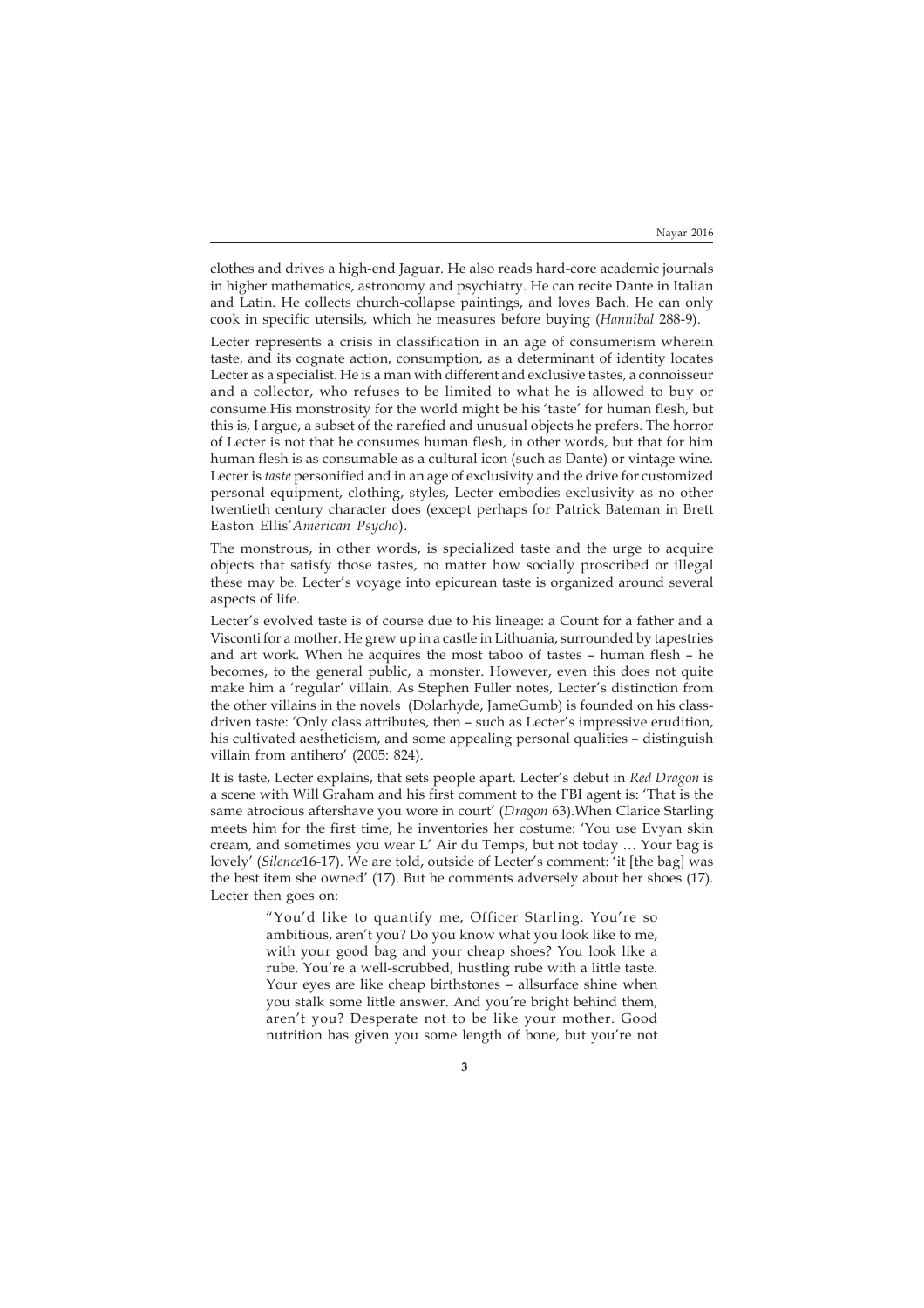clothes and drives a high-end Jaguar. He also reads hard-core academic journals in higher mathematics, astronomy and psychiatry. He can recite Dante in Italian and Latin. He collects church-collapse paintings, and loves Bach. He can only cook in specific utensils, which he measures before buying (*Hannibal* 288-9).

Lecter represents a crisis in classification in an age of consumerism wherein taste, and its cognate action, consumption, as a determinant of identity locates Lecter as a specialist. He is a man with different and exclusive tastes, a connoisseur and a collector, who refuses to be limited to what he is allowed to buy or consume.His monstrosity for the world might be his 'taste' for human flesh, but this is, I argue, a subset of the rarefied and unusual objects he prefers. The horror of Lecter is not that he consumes human flesh, in other words, but that for him human flesh is as consumable as a cultural icon (such as Dante) or vintage wine. Lecter is *taste* personified and in an age of exclusivity and the drive for customized personal equipment, clothing, styles, Lecter embodies exclusivity as no other twentieth century character does (except perhaps for Patrick Bateman in Brett Easton Ellis'*American Psycho*).

The monstrous, in other words, is specialized taste and the urge to acquire objects that satisfy those tastes, no matter how socially proscribed or illegal these may be. Lecter's voyage into epicurean taste is organized around several aspects of life.

Lecter's evolved taste is of course due to his lineage: a Count for a father and a Visconti for a mother. He grew up in a castle in Lithuania, surrounded by tapestries and art work. When he acquires the most taboo of tastes – human flesh – he becomes, to the general public, a monster. However, even this does not quite make him a 'regular' villain. As Stephen Fuller notes, Lecter's distinction from the other villains in the novels (Dolarhyde, JameGumb) is founded on his class-driven taste: 'Only class attributes, then – such as Lecter's impressive erudition, his cultivated aestheticism, and some appealing personal qualities – distinguish villain from antihero' (2005: 824).

It is taste, Lecter explains, that sets people apart. Lecter's debut in *Red Dragon* is a scene with Will Graham and his first comment to the FBI agent is: 'That is the same atrocious aftershave you wore in court' (*Dragon* 63).When Clarice Starling meets him for the first time, he inventories her costume: 'You use Evyan skin cream, and sometimes you wear L' Air du Temps, but not today … Your bag is lovely' (*Silence*16-17). We are told, outside of Lecter's comment: 'it [the bag] was the best item she owned' (17). But he comments adversely about her shoes (17). Lecter then goes on:

> "You'd like to quantify me, Officer Starling. You're so ambitious, aren't you? Do you know what you look like to me, with your good bag and your cheap shoes? You look like a rube. You're a well-scrubbed, hustling rube with a little taste. Your eyes are like cheap birthstones – allsurface shine when you stalk some little answer. And you're bright behind them, aren't you? Desperate not to be like your mother. Good nutrition has given you some length of bone, but you're not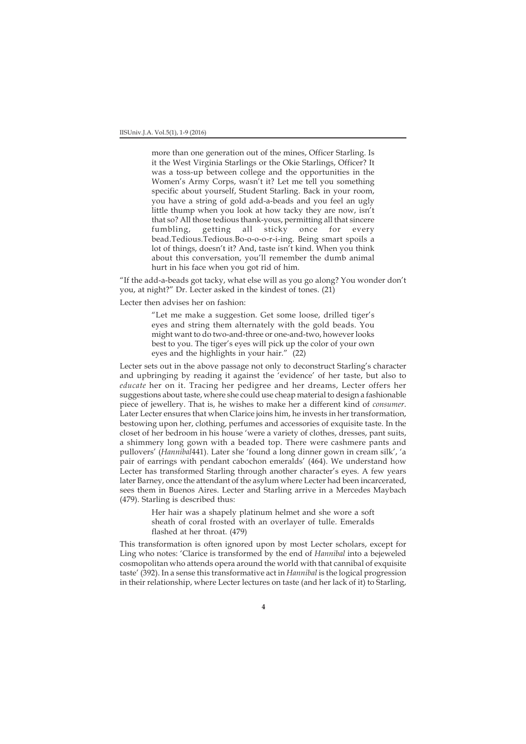> more than one generation out of the mines, Officer Starling. Is it the West Virginia Starlings or the Okie Starlings, Officer? It was a toss-up between college and the opportunities in the Women's Army Corps, wasn't it? Let me tell you something specific about yourself, Student Starling. Back in your room, you have a string of gold add-a-beads and you feel an ugly little thump when you look at how tacky they are now, isn't that so? All those tedious thank-yous, permitting all that sincere fumbling, getting all sticky once for every bead.Tedious.Tedious.Bo-o-o-r-i-ing. Being smart spoils a lot of things, doesn't it? And, taste isn't kind. When you think about this conversation, you'll remember the dumb animal hurt in his face when you got rid of him.

"If the add-a-beads got tacky, what else will as you go along? You wonder don't you, at night?" Dr. Lecter asked in the kindest of tones. (21)

Lecter then advises her on fashion:

> "Let me make a suggestion. Get some loose, drilled tiger's eyes and string them alternately with the gold beads. You might want to do two-and-three or one-and-two, however looks best to you. The tiger's eyes will pick up the color of your own eyes and the highlights in your hair." (22)

Lecter sets out in the above passage not only to deconstruct Starling's character and upbringing by reading it against the 'evidence' of her taste, but also to *educate* her on it. Tracing her pedigree and her dreams, Lecter offers her suggestions about taste, where she could use cheap material to design a fashionable piece of jewellery. That is, he wishes to make her a different kind of *consumer*. Later Lecter ensures that when Clarice joins him, he invests in her transformation, bestowing upon her, clothing, perfumes and accessories of exquisite taste. In the closet of her bedroom in his house 'were a variety of clothes, dresses, pant suits, a shimmery long gown with a beaded top. There were cashmere pants and pullovers' (*Hannibal*441). Later she 'found a long dinner gown in cream silk', 'a pair of earrings with pendant cabochon emeralds' (464). We understand how Lecter has transformed Starling through another character's eyes. A few years later Barney, once the attendant of the asylum where Lecter had been incarcerated, sees them in Buenos Aires. Lecter and Starling arrive in a Mercedes Maybach (479). Starling is described thus:

> Her hair was a shapely platinum helmet and she wore a soft sheath of coral frosted with an overlayer of tulle. Emeralds flashed at her throat. (479)

This transformation is often ignored upon by most Lecter scholars, except for Ling who notes: 'Clarice is transformed by the end of *Hannibal* into a bejeweled cosmopolitan who attends opera around the world with that cannibal of exquisite taste' (392). In a sense this transformative act in *Hannibal* is the logical progression in their relationship, where Lecter lectures on taste (and her lack of it) to Starling,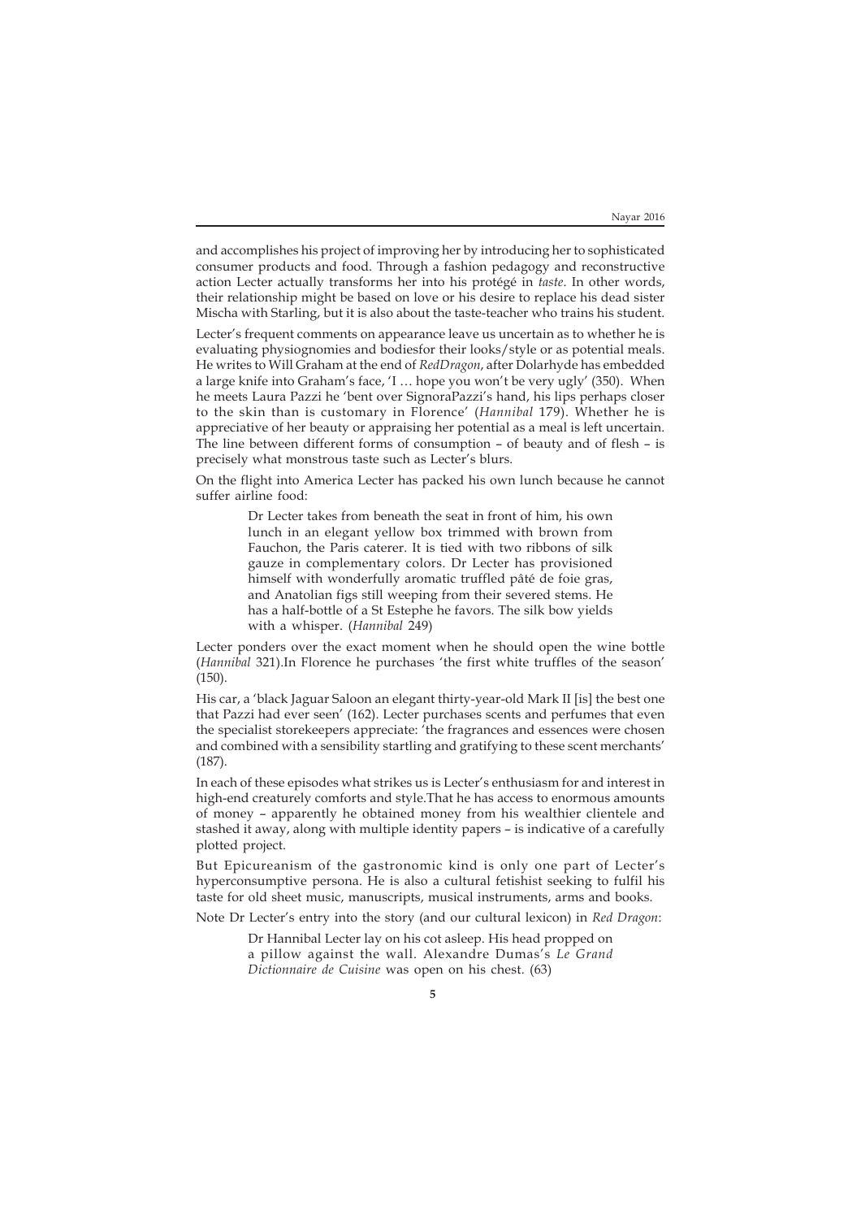and accomplishes his project of improving her by introducing her to sophisticated consumer products and food. Through a fashion pedagogy and reconstructive action Lecter actually transforms her into his protégé in *taste*. In other words, their relationship might be based on love or his desire to replace his dead sister Mischa with Starling, but it is also about the taste-teacher who trains his student.

Lecter's frequent comments on appearance leave us uncertain as to whether he is evaluating physiognomies and bodiesfor their looks/style or as potential meals. He writes to Will Graham at the end of *RedDragon*, after Dolarhyde has embedded a large knife into Graham's face, 'I … hope you won't be very ugly' (350). When he meets Laura Pazzi he 'bent over SignoraPazzi's hand, his lips perhaps closer to the skin than is customary in Florence' (*Hannibal* 179). Whether he is appreciative of her beauty or appraising her potential as a meal is left uncertain. The line between different forms of consumption – of beauty and of flesh – is precisely what monstrous taste such as Lecter's blurs.

On the flight into America Lecter has packed his own lunch because he cannot suffer airline food:

> Dr Lecter takes from beneath the seat in front of him, his own lunch in an elegant yellow box trimmed with brown from Fauchon, the Paris caterer. It is tied with two ribbons of silk gauze in complementary colors. Dr Lecter has provisioned himself with wonderfully aromatic truffled pâté de foie gras, and Anatolian figs still weeping from their severed stems. He has a half-bottle of a St Estephe he favors. The silk bow yields with a whisper. (*Hannibal* 249)

Lecter ponders over the exact moment when he should open the wine bottle (*Hannibal* 321).In Florence he purchases 'the first white truffles of the season' (150).

His car, a 'black Jaguar Saloon an elegant thirty-year-old Mark II [is] the best one that Pazzi had ever seen' (162). Lecter purchases scents and perfumes that even the specialist storekeepers appreciate: 'the fragrances and essences were chosen and combined with a sensibility startling and gratifying to these scent merchants' (187).

In each of these episodes what strikes us is Lecter's enthusiasm for and interest in high-end creaturely comforts and style.That he has access to enormous amounts of money – apparently he obtained money from his wealthier clientele and stashed it away, along with multiple identity papers – is indicative of a carefully plotted project.

But Epicureanism of the gastronomic kind is only one part of Lecter's hyperconsumptive persona. He is also a cultural fetishist seeking to fulfil his taste for old sheet music, manuscripts, musical instruments, arms and books.

Note Dr Lecter's entry into the story (and our cultural lexicon) in *Red Dragon*:

> Dr Hannibal Lecter lay on his cot asleep. His head propped on a pillow against the wall. Alexandre Dumas's *Le Grand Dictionnaire de Cuisine* was open on his chest. (63)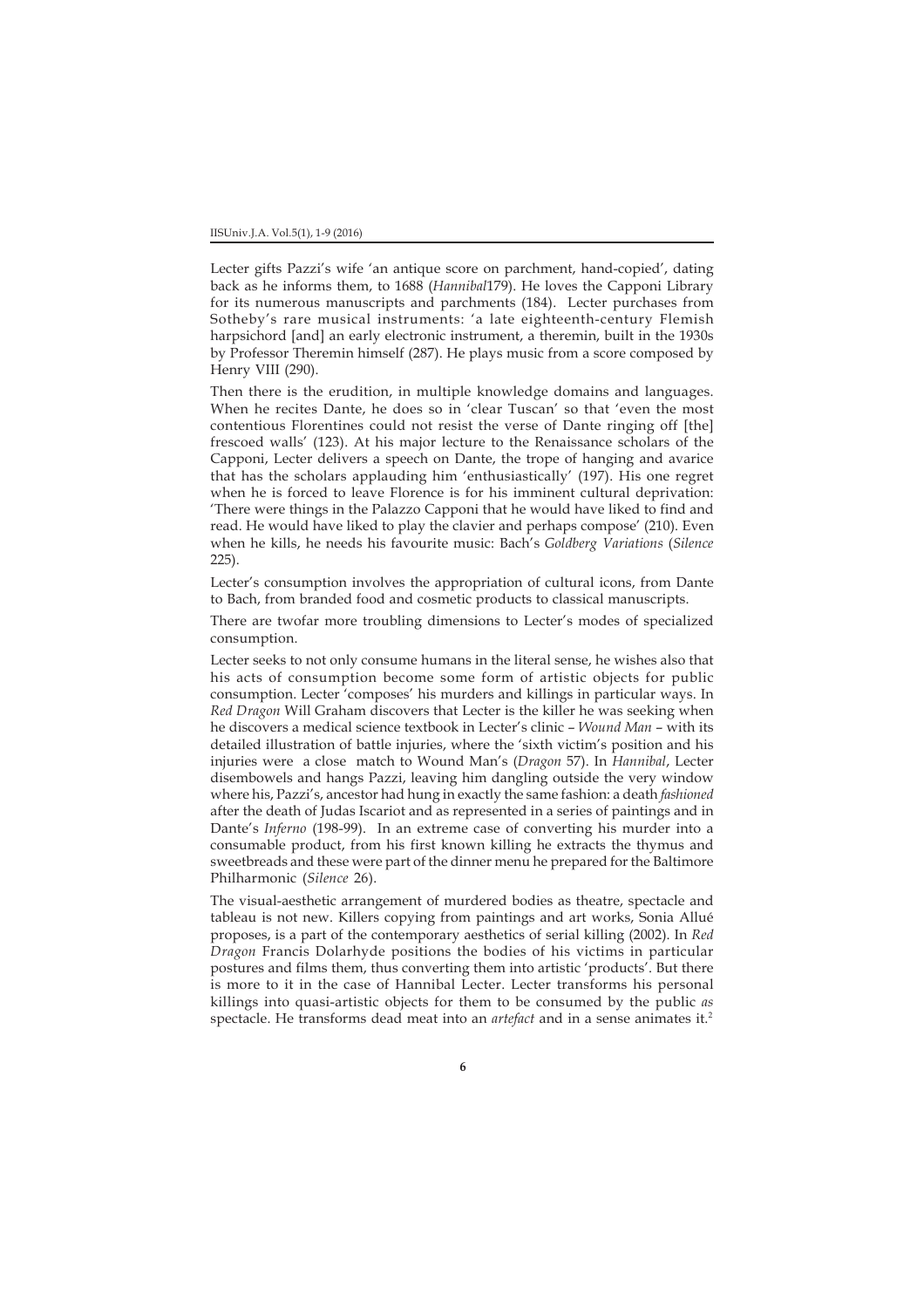Lecter gifts Pazzi's wife 'an antique score on parchment, hand-copied', dating back as he informs them, to 1688 (*Hannibal*179). He loves the Capponi Library for its numerous manuscripts and parchments (184). Lecter purchases from Sotheby's rare musical instruments: 'a late eighteenth-century Flemish harpsichord [and] an early electronic instrument, a theremin, built in the 1930s by Professor Theremin himself (287). He plays music from a score composed by Henry VIII (290).

Then there is the erudition, in multiple knowledge domains and languages. When he recites Dante, he does so in 'clear Tuscan' so that 'even the most contentious Florentines could not resist the verse of Dante ringing off [the] frescoed walls' (123). At his major lecture to the Renaissance scholars of the Capponi, Lecter delivers a speech on Dante, the trope of hanging and avarice that has the scholars applauding him 'enthusiastically' (197). His one regret when he is forced to leave Florence is for his imminent cultural deprivation: 'There were things in the Palazzo Capponi that he would have liked to find and read. He would have liked to play the clavier and perhaps compose' (210). Even when he kills, he needs his favourite music: Bach's *Goldberg Variations* (*Silence* 225).

Lecter's consumption involves the appropriation of cultural icons, from Dante to Bach, from branded food and cosmetic products to classical manuscripts.

There are twofar more troubling dimensions to Lecter's modes of specialized consumption.

Lecter seeks to not only consume humans in the literal sense, he wishes also that his acts of consumption become some form of artistic objects for public consumption. Lecter 'composes' his murders and killings in particular ways. In *Red Dragon* Will Graham discovers that Lecter is the killer he was seeking when he discovers a medical science textbook in Lecter's clinic – *Wound Man* – with its detailed illustration of battle injuries, where the 'sixth victim's position and his injuries were a close match to Wound Man's (*Dragon* 57). In *Hannibal*, Lecter disembowels and hangs Pazzi, leaving him dangling outside the very window where his, Pazzi's, ancestor had hung in exactly the same fashion: a death *fashioned* after the death of Judas Iscariot and as represented in a series of paintings and in Dante's *Inferno* (198-99). In an extreme case of converting his murder into a consumable product, from his first known killing he extracts the thymus and sweetbreads and these were part of the dinner menu he prepared for the Baltimore Philharmonic (*Silence* 26).

The visual-aesthetic arrangement of murdered bodies as theatre, spectacle and tableau is not new. Killers copying from paintings and art works, Sonia Allué proposes, is a part of the contemporary aesthetics of serial killing (2002). In *Red Dragon* Francis Dolarhyde positions the bodies of his victims in particular postures and films them, thus converting them into artistic 'products'. But there is more to it in the case of Hannibal Lecter. Lecter transforms his personal killings into quasi-artistic objects for them to be consumed by the public *as* spectacle. He transforms dead meat into an *artefact* and in a sense animates it.[2]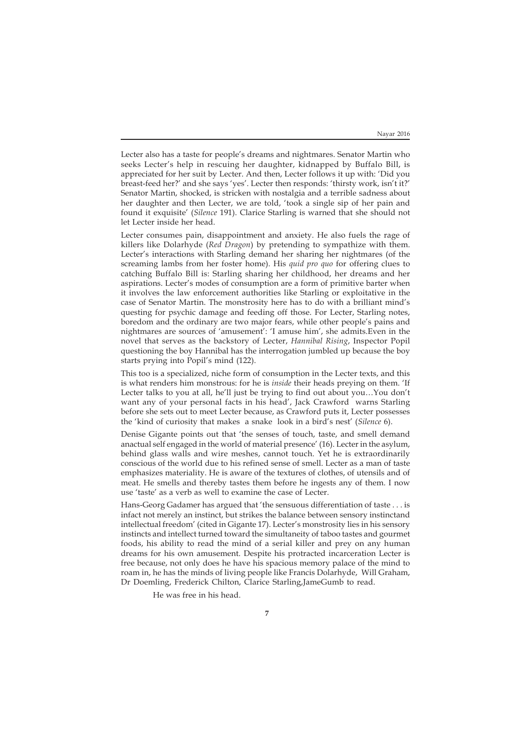Lecter also has a taste for people's dreams and nightmares. Senator Martin who seeks Lecter's help in rescuing her daughter, kidnapped by Buffalo Bill, is appreciated for her suit by Lecter. And then, Lecter follows it up with: 'Did you breast-feed her?' and she says 'yes'. Lecter then responds: 'thirsty work, isn't it?' Senator Martin, shocked, is stricken with nostalgia and a terrible sadness about her daughter and then Lecter, we are told, 'took a single sip of her pain and found it exquisite' (*Silence* 191). Clarice Starling is warned that she should not let Lecter inside her head.

Lecter consumes pain, disappointment and anxiety. He also fuels the rage of killers like Dolarhyde (*Red Dragon*) by pretending to sympathize with them. Lecter's interactions with Starling demand her sharing her nightmares (of the screaming lambs from her foster home). His *quid pro quo* for offering clues to catching Buffalo Bill is: Starling sharing her childhood, her dreams and her aspirations. Lecter's modes of consumption are a form of primitive barter when it involves the law enforcement authorities like Starling or exploitative in the case of Senator Martin. The monstrosity here has to do with a brilliant mind's questing for psychic damage and feeding off those. For Lecter, Starling notes, boredom and the ordinary are two major fears, while other people's pains and nightmares are sources of 'amusement': 'I amuse him', she admits.Even in the novel that serves as the backstory of Lecter, *Hannibal Rising*, Inspector Popil questioning the boy Hannibal has the interrogation jumbled up because the boy starts prying into Popil's mind (122).

This too is a specialized, niche form of consumption in the Lecter texts, and this is what renders him monstrous: for he is *inside* their heads preying on them. 'If Lecter talks to you at all, he'll just be trying to find out about you…You don't want any of your personal facts in his head', Jack Crawford warns Starling before she sets out to meet Lecter because, as Crawford puts it, Lecter possesses the 'kind of curiosity that makes a snake look in a bird's nest' (*Silence* 6).

Denise Gigante points out that 'the senses of touch, taste, and smell demand anactual self engaged in the world of material presence' (16). Lecter in the asylum, behind glass walls and wire meshes, cannot touch. Yet he is extraordinarily conscious of the world due to his refined sense of smell. Lecter as a man of taste emphasizes materiality. He is aware of the textures of clothes, of utensils and of meat. He smells and thereby tastes them before he ingests any of them. I now use 'taste' as a verb as well to examine the case of Lecter.

Hans-Georg Gadamer has argued that 'the sensuous differentiation of taste . . . is infact not merely an instinct, but strikes the balance between sensory instinctand intellectual freedom' (cited in Gigante 17). Lecter's monstrosity lies in his sensory instincts and intellect turned toward the simultaneity of taboo tastes and gourmet foods, his ability to read the mind of a serial killer and prey on any human dreams for his own amusement. Despite his protracted incarceration Lecter is free because, not only does he have his spacious memory palace of the mind to roam in, he has the minds of living people like Francis Dolarhyde, Will Graham, Dr Doemling, Frederick Chilton, Clarice Starling,JameGumb to read.

He was free in his head.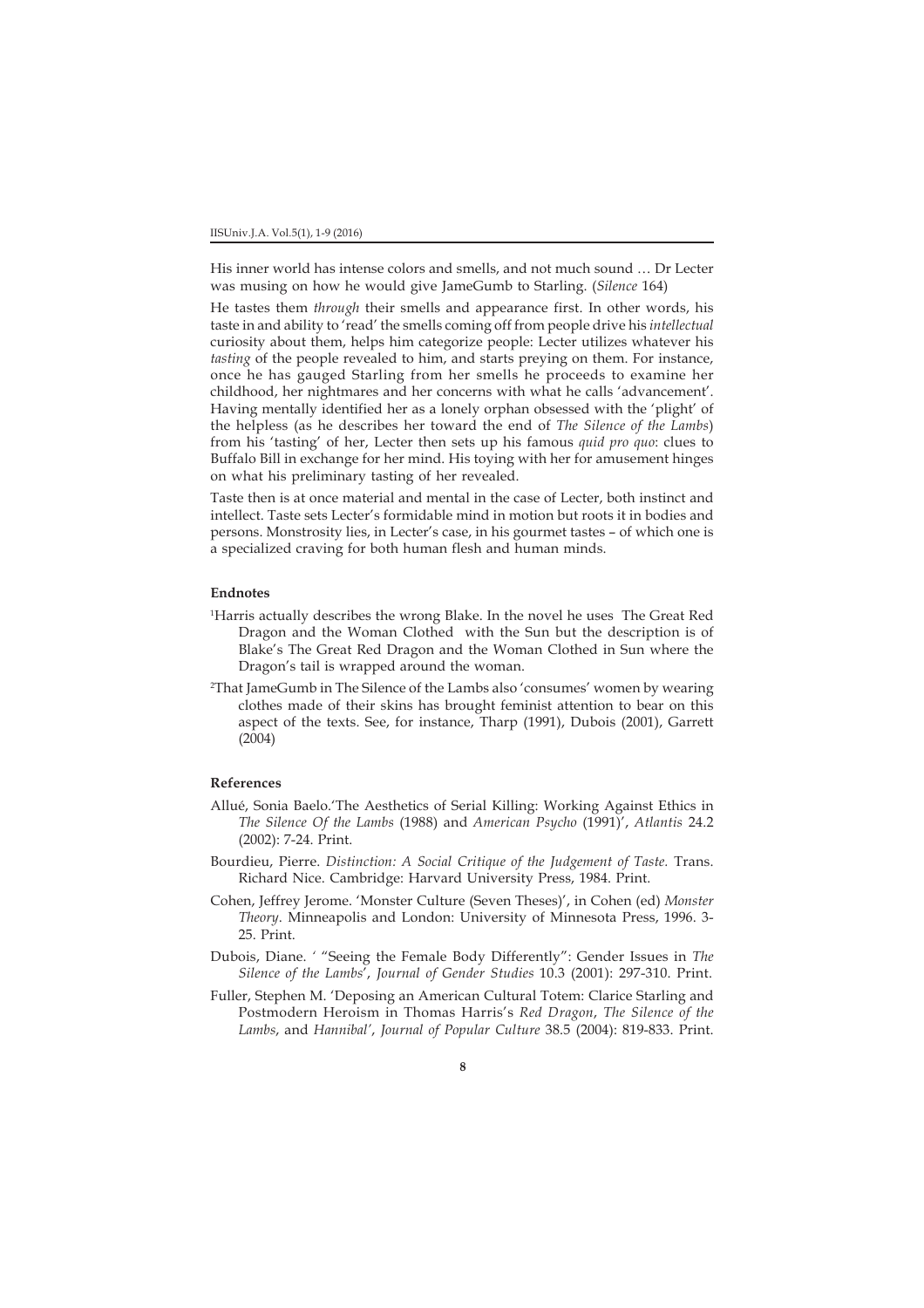His inner world has intense colors and smells, and not much sound … Dr Lecter was musing on how he would give JameGumb to Starling. (*Silence* 164)

He tastes them *through* their smells and appearance first. In other words, his taste in and ability to 'read' the smells coming off from people drive his *intellectual* curiosity about them, helps him categorize people: Lecter utilizes whatever his *tasting* of the people revealed to him, and starts preying on them. For instance, once he has gauged Starling from her smells he proceeds to examine her childhood, her nightmares and her concerns with what he calls 'advancement'. Having mentally identified her as a lonely orphan obsessed with the 'plight' of the helpless (as he describes her toward the end of *The Silence of the Lambs*) from his 'tasting' of her, Lecter then sets up his famous *quid pro quo*: clues to Buffalo Bill in exchange for her mind. His toying with her for amusement hinges on what his preliminary tasting of her revealed.

Taste then is at once material and mental in the case of Lecter, both instinct and intellect. Taste sets Lecter's formidable mind in motion but roots it in bodies and persons. Monstrosity lies, in Lecter's case, in his gourmet tastes – of which one is a specialized craving for both human flesh and human minds.

**Endnotes**

[1]Harris actually describes the wrong Blake. In the novel he uses The Great Red Dragon and the Woman Clothed with the Sun but the description is of Blake's The Great Red Dragon and the Woman Clothed in Sun where the Dragon's tail is wrapped around the woman.

[2]That JameGumb in The Silence of the Lambs also 'consumes' women by wearing clothes made of their skins has brought feminist attention to bear on this aspect of the texts. See, for instance, Tharp (1991), Dubois (2001), Garrett (2004)

**References**

Allué, Sonia Baelo.'The Aesthetics of Serial Killing: Working Against Ethics in *The Silence Of the Lambs* (1988) and *American Psycho* (1991)', *Atlantis* 24.2 (2002): 7-24. Print.

Bourdieu, Pierre. *Distinction: A Social Critique of the Judgement of Taste.* Trans. Richard Nice. Cambridge: Harvard University Press, 1984. Print.

Cohen, Jeffrey Jerome. 'Monster Culture (Seven Theses)', in Cohen (ed) *Monster Theory*. Minneapolis and London: University of Minnesota Press, 1996. 3-25. Print.

Dubois, Diane. ' "Seeing the Female Body Differently": Gender Issues in *The Silence of the Lambs*', *Journal of Gender Studies* 10.3 (2001): 297-310. Print.

Fuller, Stephen M. 'Deposing an American Cultural Totem: Clarice Starling and Postmodern Heroism in Thomas Harris's *Red Dragon*, *The Silence of the Lambs*, and *Hannibal*', *Journal of Popular Culture* 38.5 (2004): 819-833. Print.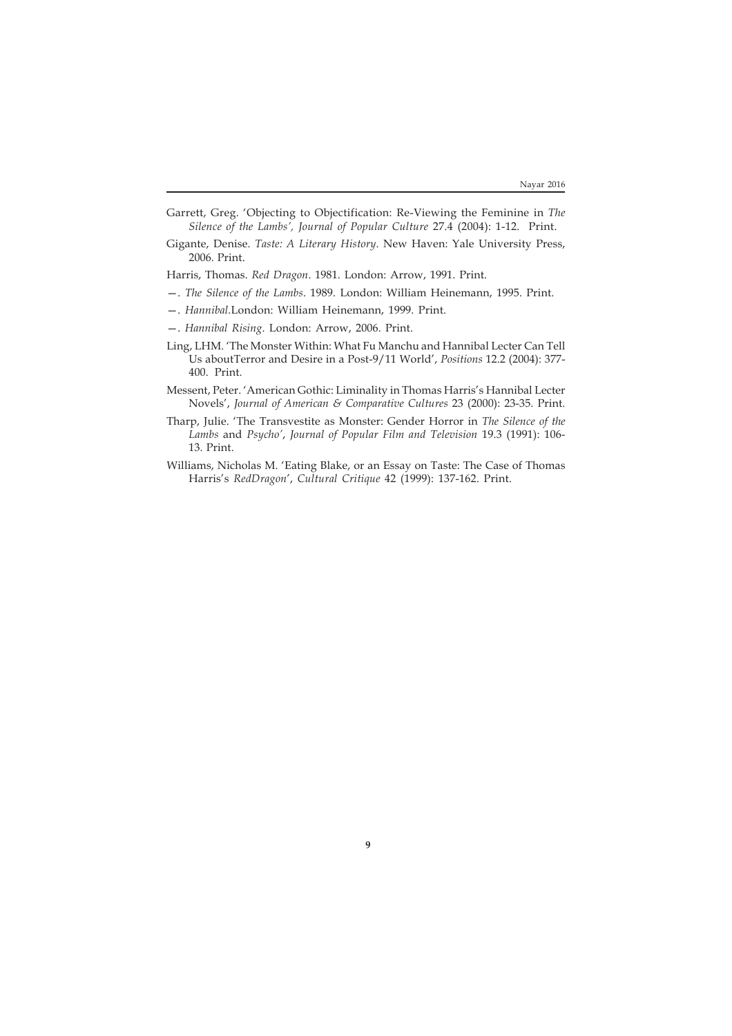Garrett, Greg. 'Objecting to Objectification: Re-Viewing the Feminine in *The Silence of the Lambs', Journal of Popular Culture* 27.4 (2004): 1-12. Print.

Gigante, Denise. *Taste: A Literary History*. New Haven: Yale University Press, 2006. Print.

Harris, Thomas. *Red Dragon*. 1981. London: Arrow, 1991. Print.

—. *The Silence of the Lambs*. 1989. London: William Heinemann, 1995. Print.

—. *Hannibal*.London: William Heinemann, 1999. Print.

—. *Hannibal Rising*. London: Arrow, 2006. Print.

Ling, LHM. 'The Monster Within: What Fu Manchu and Hannibal Lecter Can Tell Us aboutTerror and Desire in a Post-9/11 World', *Positions* 12.2 (2004): 377-400. Print.

Messent, Peter. 'American Gothic: Liminality in Thomas Harris's Hannibal Lecter Novels', *Journal of American & Comparative Cultures* 23 (2000): 23-35. Print.

Tharp, Julie. 'The Transvestite as Monster: Gender Horror in *The Silence of the Lambs* and *Psycho*', *Journal of Popular Film and Television* 19.3 (1991): 106-13. Print.

Williams, Nicholas M. 'Eating Blake, or an Essay on Taste: The Case of Thomas Harris's *RedDragon*', *Cultural Critique* 42 (1999): 137-162. Print.